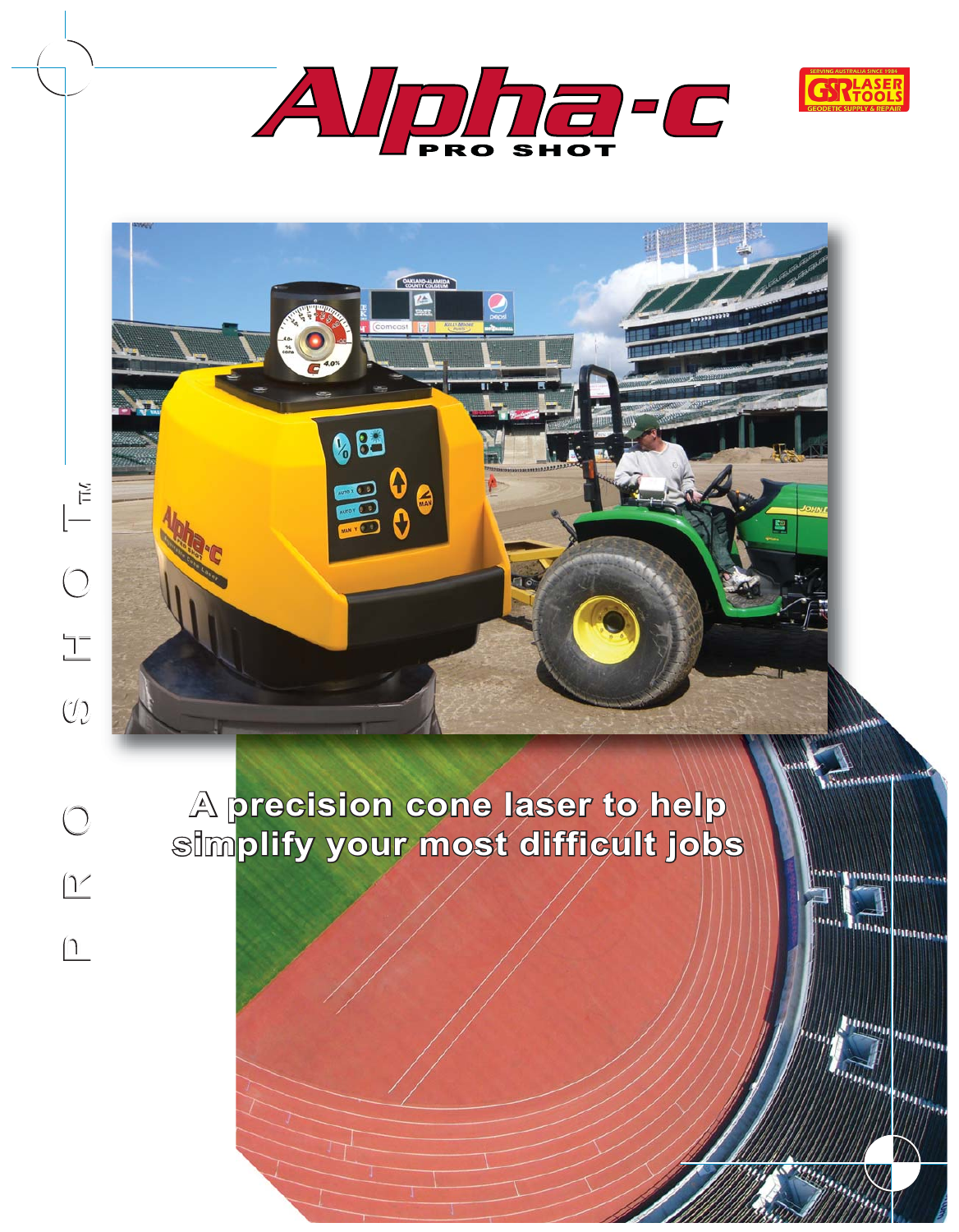# Alpha-c

PRO SHOT

GSR LASER TOOLS

SERVING AUSTRALIA SINCE 1984

GEODETIC SUPPLY & REPAIR

PRO SHOT™

## A precision cone laser to help simplify your most difficult jobs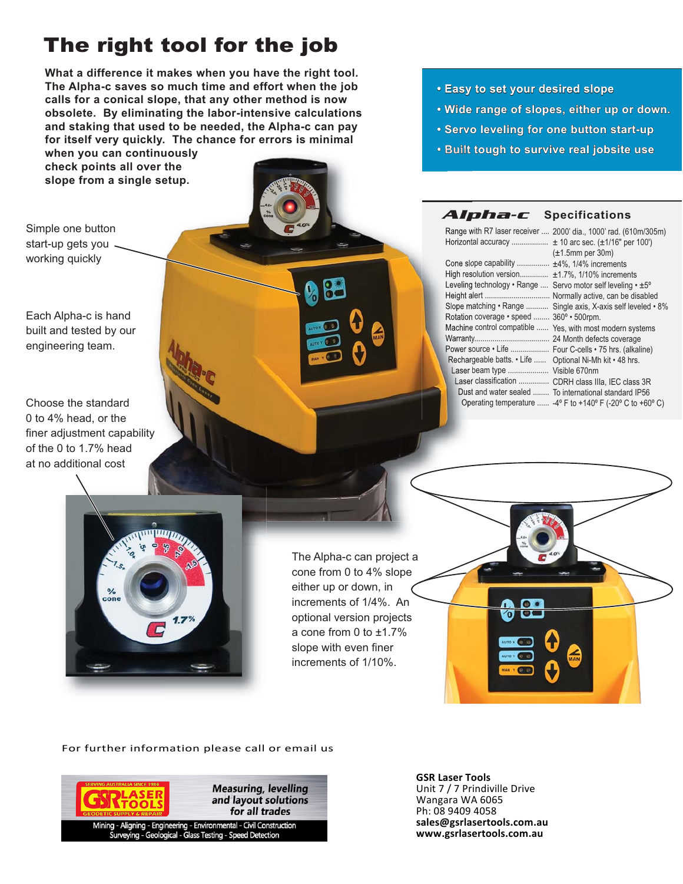# The right tool for the job

**What a difference it makes when you have the right tool. The Alpha-c saves so much time and effort when the job calls for a conical slope, that any other method is now obsolete. By eliminating the labor-intensive calculations and staking that used to be needed, the Alpha-c can pay for itself very quickly. The chance for errors is minimal when you can continuously check points all over the slope from a single setup.**

- **Easy to set your desired slope**
- **Wide range of slopes, either up or down.**
- **Servo leveling for one button start-up**
- **Built tough to survive real jobsite use**

Simple one button start-up gets you working quickly

Each Alpha-c is hand built and tested by our engineering team.

Choose the standard 0 to 4% head, or the finer adjustment capability of the 0 to 1.7% head at no additional cost

## Alpha-c Specifications

| | |
|---|---|
| Range with R7 laser receiver | 2000' dia., 1000' rad. (610m/305m) |
| Horizontal accuracy | ± 10 arc sec. (±1/16" per 100') (±1.5mm per 30m) |
| Cone slope capability | ±4%, 1/4% increments |
| High resolution version | ±1.7%, 1/10% increments |
| Leveling technology • Range | Servo motor self leveling • ±5° |
| Height alert | Normally active, can be disabled |
| Slope matching • Range | Single axis, X-axis self leveled • 8% |
| Rotation coverage • speed | 360° • 500rpm. |
| Machine control compatible | Yes, with most modern systems |
| Warranty | 24 Month defects coverage |
| Power source • Life | Four C-cells • 75 hrs. (alkaline) |
| Rechargeable batts. • Life | Optional Ni-Mh kit • 48 hrs. |
| Laser beam type | Visible 670nm |
| Laser classification | CDRH class IIIa, IEC class 3R |
| Dust and water sealed | To international standard IP56 |
| Operating temperature | -4° F to +140° F (-20° C to +60° C) |

The Alpha-c can project a cone from 0 to 4% slope either up or down, in increments of 1/4%. An optional version projects a cone from 0 to ±1.7% slope with even finer increments of 1/10%.

For further information please call or email us

GSR LASER TOOLS — SERVING AUSTRALIA SINCE 1984 — GEODETIC SUPPLY & REPAIR

*Measuring, levelling and layout solutions for all trades*

Mining - Aligning - Engineering - Environmental - Civil Construction
Surveying - Geological - Glass Testing - Speed Detection

**GSR Laser Tools**
Unit 7 / 7 Prindiville Drive
Wangara WA 6065
Ph: 08 9409 4058
**sales@gsrlasertools.com.au**
**www.gsrlasertools.com.au**